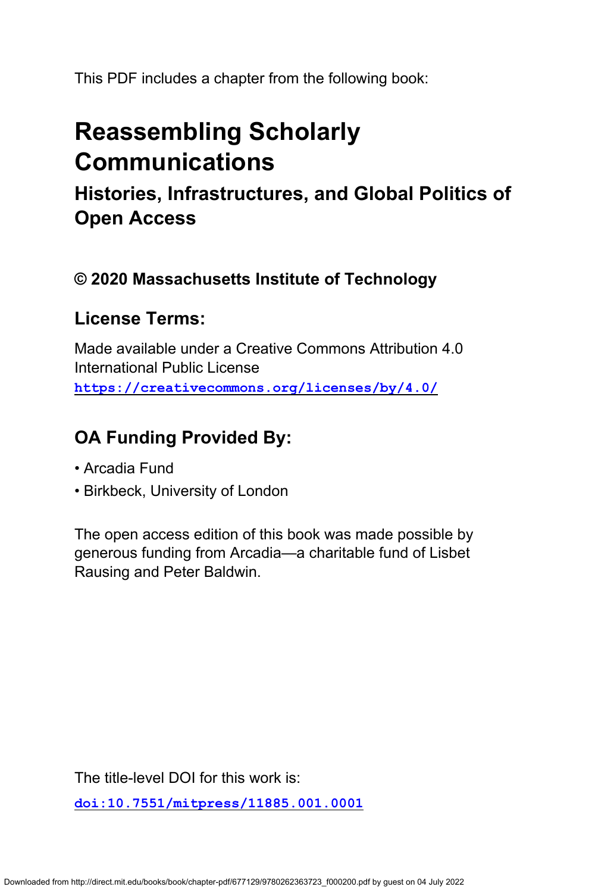This PDF includes a chapter from the following book:

# Reassembling Scholarly Communications

## Histories, Infrastructures, and Global Politics of Open Access

### © 2020 Massachusetts Institute of Technology

### License Terms:

Made available under a Creative Commons Attribution 4.0 International Public License
https://creativecommons.org/licenses/by/4.0/

### OA Funding Provided By:

- Arcadia Fund
- Birkbeck, University of London

The open access edition of this book was made possible by generous funding from Arcadia—a charitable fund of Lisbet Rausing and Peter Baldwin.

The title-level DOI for this work is:

doi:10.7551/mitpress/11885.001.0001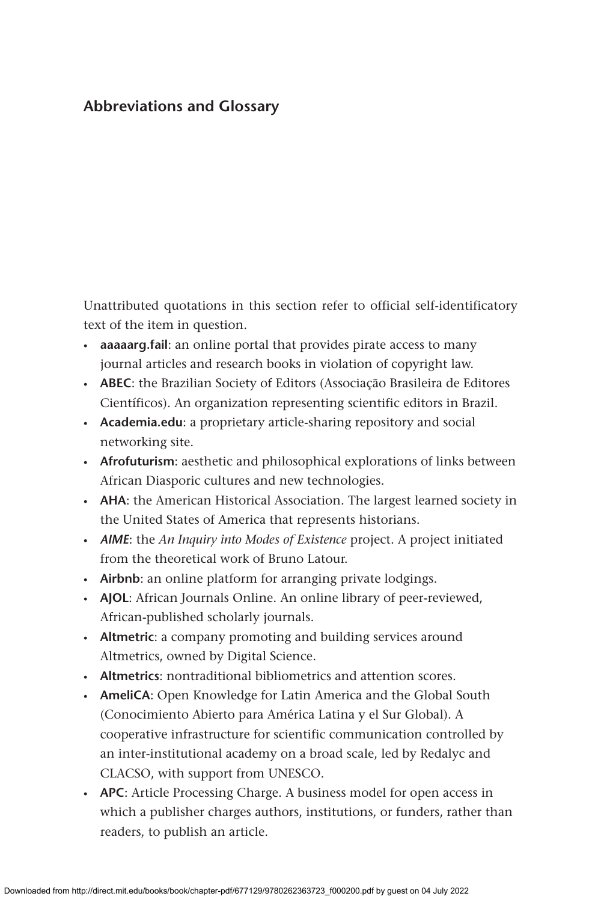## Abbreviations and Glossary

Unattributed quotations in this section refer to official self-identificatory text of the item in question.

- **aaaaarg.fail**: an online portal that provides pirate access to many journal articles and research books in violation of copyright law.
- **ABEC**: the Brazilian Society of Editors (Associação Brasileira de Editores Científicos). An organization representing scientific editors in Brazil.
- **Academia.edu**: a proprietary article-sharing repository and social networking site.
- **Afrofuturism**: aesthetic and philosophical explorations of links between African Diasporic cultures and new technologies.
- **AHA**: the American Historical Association. The largest learned society in the United States of America that represents historians.
- ***AIME***: the *An Inquiry into Modes of Existence* project. A project initiated from the theoretical work of Bruno Latour.
- **Airbnb**: an online platform for arranging private lodgings.
- **AJOL**: African Journals Online. An online library of peer-reviewed, African-published scholarly journals.
- **Altmetric**: a company promoting and building services around Altmetrics, owned by Digital Science.
- **Altmetrics**: nontraditional bibliometrics and attention scores.
- **AmeliCA**: Open Knowledge for Latin America and the Global South (Conocimiento Abierto para América Latina y el Sur Global). A cooperative infrastructure for scientific communication controlled by an inter-institutional academy on a broad scale, led by Redalyc and CLACSO, with support from UNESCO.
- **APC**: Article Processing Charge. A business model for open access in which a publisher charges authors, institutions, or funders, rather than readers, to publish an article.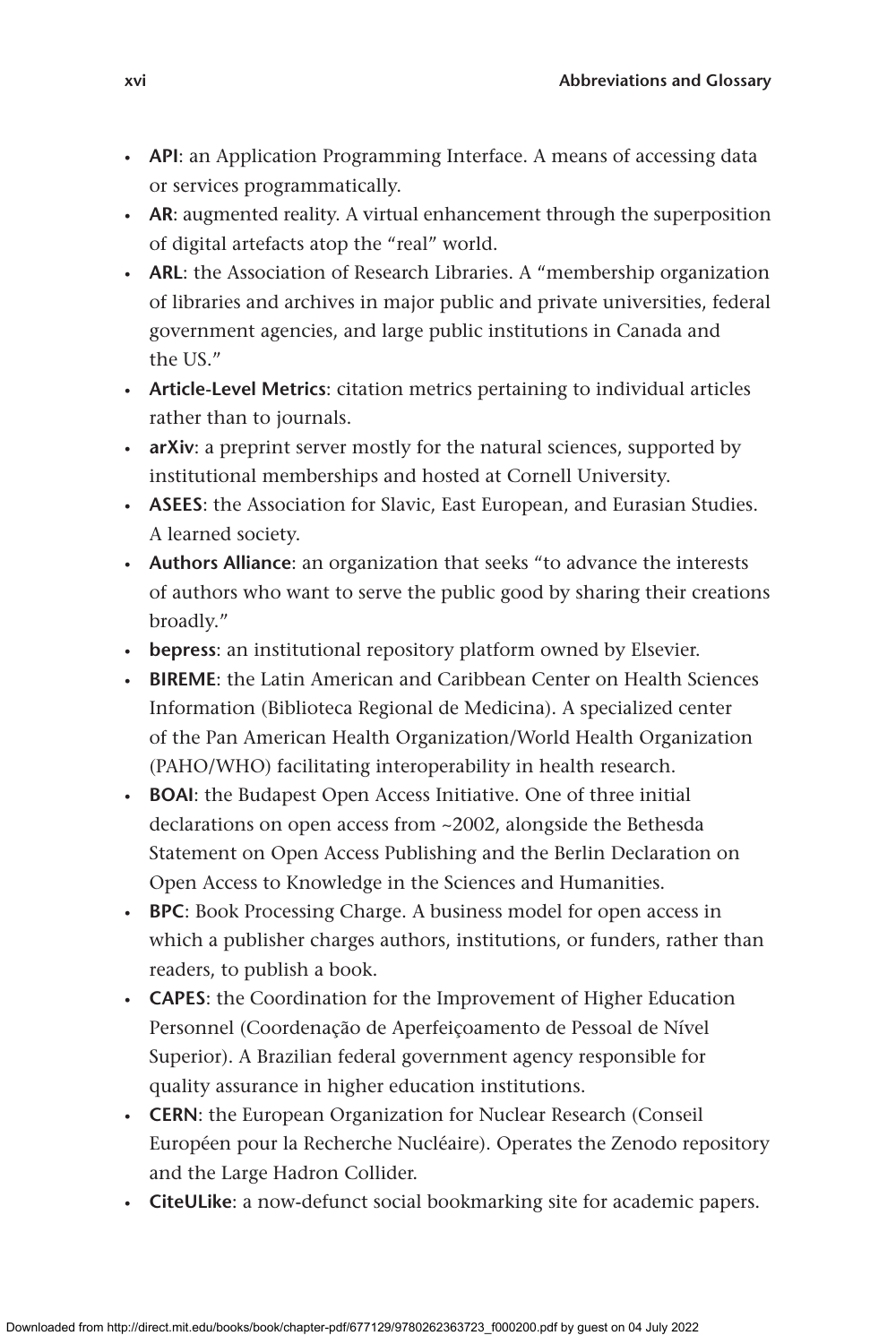- **API**: an Application Programming Interface. A means of accessing data or services programmatically.
- **AR**: augmented reality. A virtual enhancement through the superposition of digital artefacts atop the "real" world.
- **ARL**: the Association of Research Libraries. A "membership organization of libraries and archives in major public and private universities, federal government agencies, and large public institutions in Canada and the US."
- **Article-Level Metrics**: citation metrics pertaining to individual articles rather than to journals.
- **arXiv**: a preprint server mostly for the natural sciences, supported by institutional memberships and hosted at Cornell University.
- **ASEES**: the Association for Slavic, East European, and Eurasian Studies. A learned society.
- **Authors Alliance**: an organization that seeks "to advance the interests of authors who want to serve the public good by sharing their creations broadly."
- **bepress**: an institutional repository platform owned by Elsevier.
- **BIREME**: the Latin American and Caribbean Center on Health Sciences Information (Biblioteca Regional de Medicina). A specialized center of the Pan American Health Organization/World Health Organization (PAHO/WHO) facilitating interoperability in health research.
- **BOAI**: the Budapest Open Access Initiative. One of three initial declarations on open access from ~2002, alongside the Bethesda Statement on Open Access Publishing and the Berlin Declaration on Open Access to Knowledge in the Sciences and Humanities.
- **BPC**: Book Processing Charge. A business model for open access in which a publisher charges authors, institutions, or funders, rather than readers, to publish a book.
- **CAPES**: the Coordination for the Improvement of Higher Education Personnel (Coordenação de Aperfeiçoamento de Pessoal de Nível Superior). A Brazilian federal government agency responsible for quality assurance in higher education institutions.
- **CERN**: the European Organization for Nuclear Research (Conseil Européen pour la Recherche Nucléaire). Operates the Zenodo repository and the Large Hadron Collider.
- **CiteULike**: a now-defunct social bookmarking site for academic papers.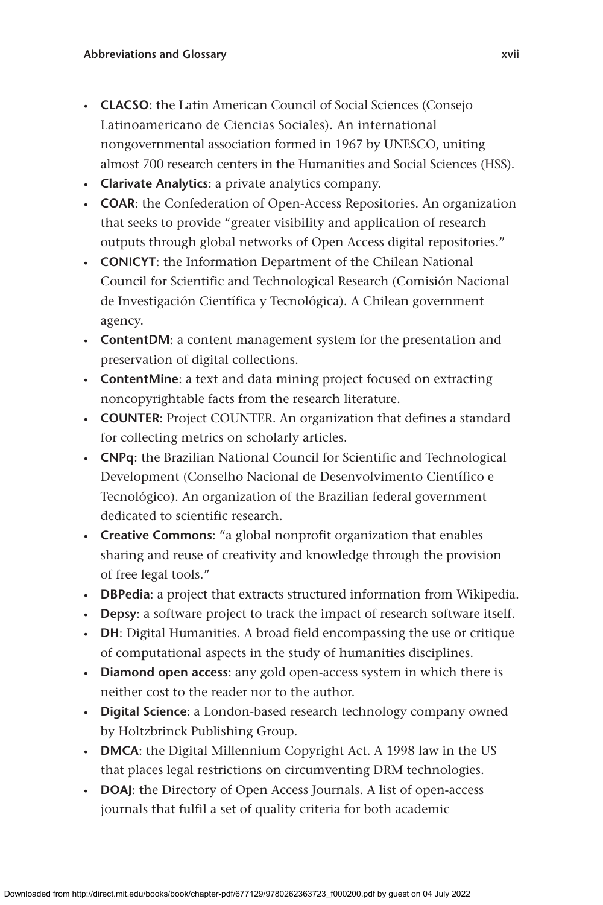- **CLACSO**: the Latin American Council of Social Sciences (Consejo Latinoamericano de Ciencias Sociales). An international nongovernmental association formed in 1967 by UNESCO, uniting almost 700 research centers in the Humanities and Social Sciences (HSS).
- **Clarivate Analytics**: a private analytics company.
- **COAR**: the Confederation of Open-Access Repositories. An organization that seeks to provide "greater visibility and application of research outputs through global networks of Open Access digital repositories."
- **CONICYT**: the Information Department of the Chilean National Council for Scientific and Technological Research (Comisión Nacional de Investigación Científica y Tecnológica). A Chilean government agency.
- **ContentDM**: a content management system for the presentation and preservation of digital collections.
- **ContentMine**: a text and data mining project focused on extracting noncopyrightable facts from the research literature.
- **COUNTER**: Project COUNTER. An organization that defines a standard for collecting metrics on scholarly articles.
- **CNPq**: the Brazilian National Council for Scientific and Technological Development (Conselho Nacional de Desenvolvimento Científico e Tecnológico). An organization of the Brazilian federal government dedicated to scientific research.
- **Creative Commons**: "a global nonprofit organization that enables sharing and reuse of creativity and knowledge through the provision of free legal tools."
- **DBPedia**: a project that extracts structured information from Wikipedia.
- **Depsy**: a software project to track the impact of research software itself.
- **DH**: Digital Humanities. A broad field encompassing the use or critique of computational aspects in the study of humanities disciplines.
- **Diamond open access**: any gold open-access system in which there is neither cost to the reader nor to the author.
- **Digital Science**: a London-based research technology company owned by Holtzbrinck Publishing Group.
- **DMCA**: the Digital Millennium Copyright Act. A 1998 law in the US that places legal restrictions on circumventing DRM technologies.
- **DOAJ**: the Directory of Open Access Journals. A list of open-access journals that fulfil a set of quality criteria for both academic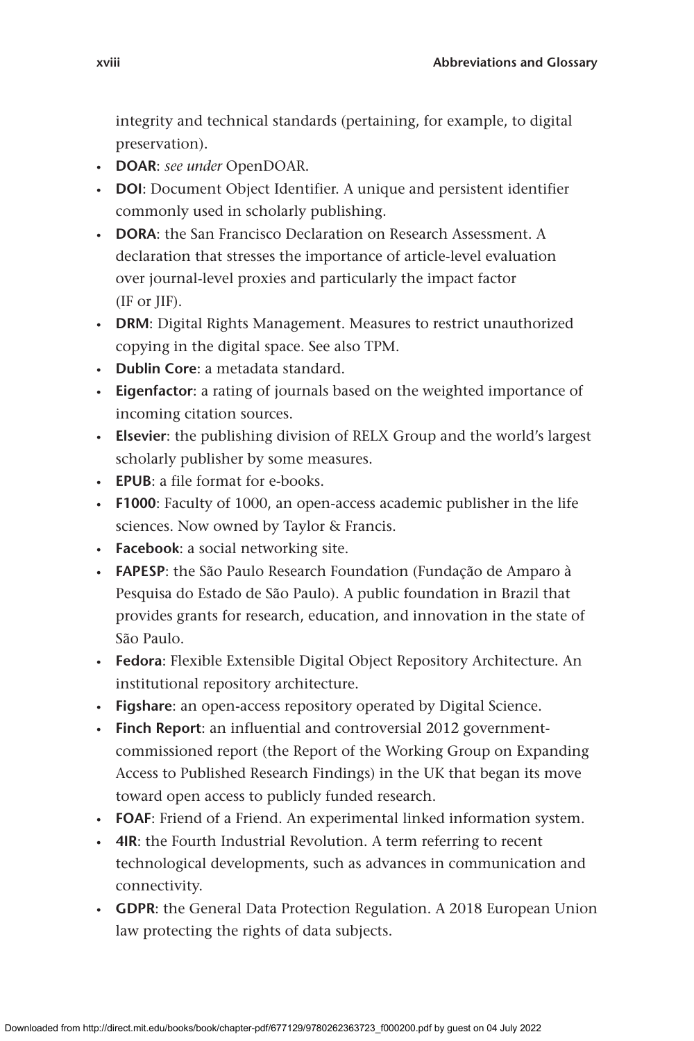integrity and technical standards (pertaining, for example, to digital preservation).

- **DOAR**: *see under* OpenDOAR.
- **DOI**: Document Object Identifier. A unique and persistent identifier commonly used in scholarly publishing.
- **DORA**: the San Francisco Declaration on Research Assessment. A declaration that stresses the importance of article-level evaluation over journal-level proxies and particularly the impact factor (IF or JIF).
- **DRM**: Digital Rights Management. Measures to restrict unauthorized copying in the digital space. See also TPM.
- **Dublin Core**: a metadata standard.
- **Eigenfactor**: a rating of journals based on the weighted importance of incoming citation sources.
- **Elsevier**: the publishing division of RELX Group and the world's largest scholarly publisher by some measures.
- **EPUB**: a file format for e-books.
- **F1000**: Faculty of 1000, an open-access academic publisher in the life sciences. Now owned by Taylor & Francis.
- **Facebook**: a social networking site.
- **FAPESP**: the São Paulo Research Foundation (Fundação de Amparo à Pesquisa do Estado de São Paulo). A public foundation in Brazil that provides grants for research, education, and innovation in the state of São Paulo.
- **Fedora**: Flexible Extensible Digital Object Repository Architecture. An institutional repository architecture.
- **Figshare**: an open-access repository operated by Digital Science.
- **Finch Report**: an influential and controversial 2012 government-commissioned report (the Report of the Working Group on Expanding Access to Published Research Findings) in the UK that began its move toward open access to publicly funded research.
- **FOAF**: Friend of a Friend. An experimental linked information system.
- **4IR**: the Fourth Industrial Revolution. A term referring to recent technological developments, such as advances in communication and connectivity.
- **GDPR**: the General Data Protection Regulation. A 2018 European Union law protecting the rights of data subjects.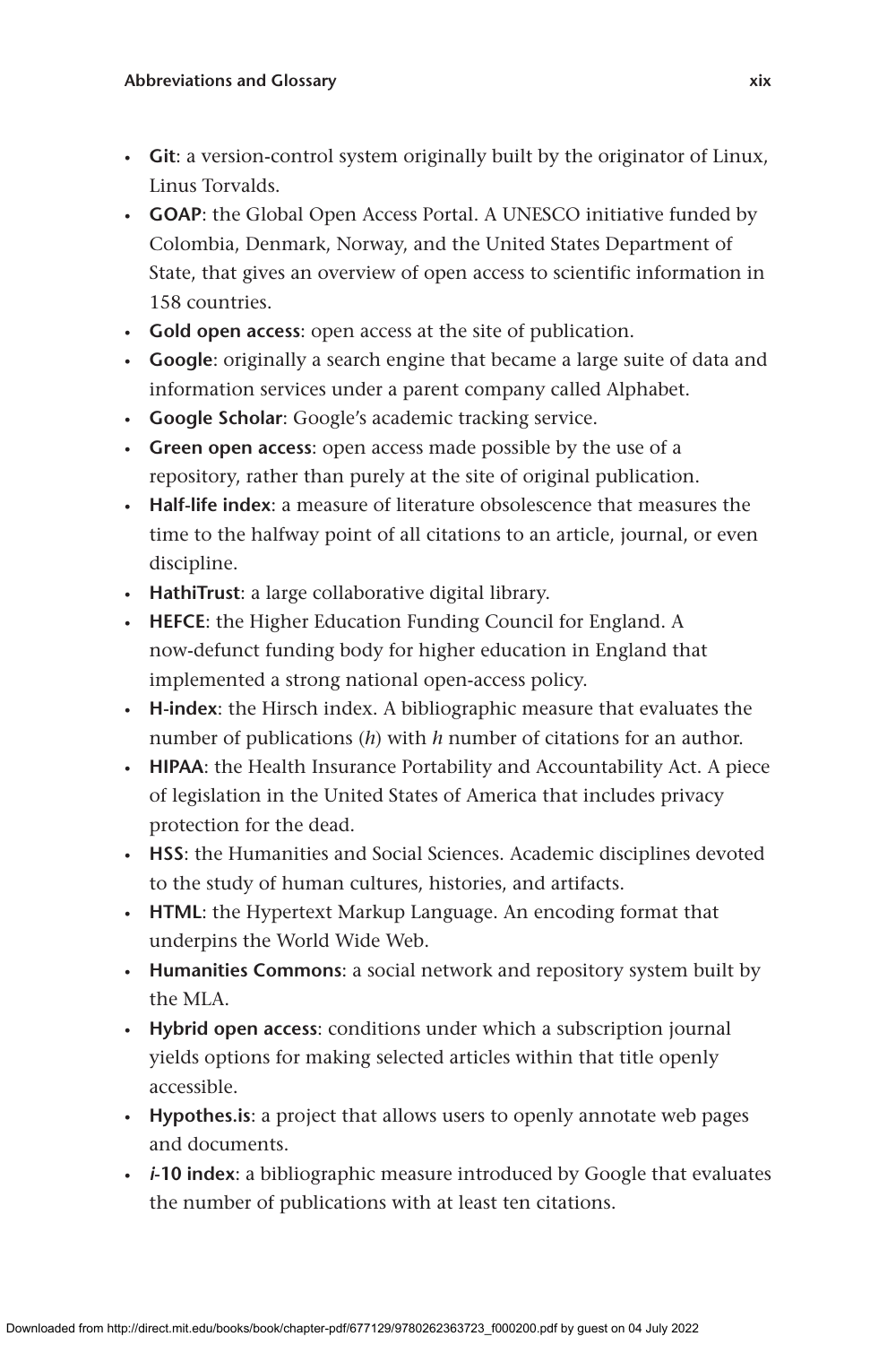- **Git**: a version-control system originally built by the originator of Linux, Linus Torvalds.
- **GOAP**: the Global Open Access Portal. A UNESCO initiative funded by Colombia, Denmark, Norway, and the United States Department of State, that gives an overview of open access to scientific information in 158 countries.
- **Gold open access**: open access at the site of publication.
- **Google**: originally a search engine that became a large suite of data and information services under a parent company called Alphabet.
- **Google Scholar**: Google's academic tracking service.
- **Green open access**: open access made possible by the use of a repository, rather than purely at the site of original publication.
- **Half-life index**: a measure of literature obsolescence that measures the time to the halfway point of all citations to an article, journal, or even discipline.
- **HathiTrust**: a large collaborative digital library.
- **HEFCE**: the Higher Education Funding Council for England. A now-defunct funding body for higher education in England that implemented a strong national open-access policy.
- **H-index**: the Hirsch index. A bibliographic measure that evaluates the number of publications (*h*) with *h* number of citations for an author.
- **HIPAA**: the Health Insurance Portability and Accountability Act. A piece of legislation in the United States of America that includes privacy protection for the dead.
- **HSS**: the Humanities and Social Sciences. Academic disciplines devoted to the study of human cultures, histories, and artifacts.
- **HTML**: the Hypertext Markup Language. An encoding format that underpins the World Wide Web.
- **Humanities Commons**: a social network and repository system built by the MLA.
- **Hybrid open access**: conditions under which a subscription journal yields options for making selected articles within that title openly accessible.
- **Hypothes.is**: a project that allows users to openly annotate web pages and documents.
- ***i*-10 index**: a bibliographic measure introduced by Google that evaluates the number of publications with at least ten citations.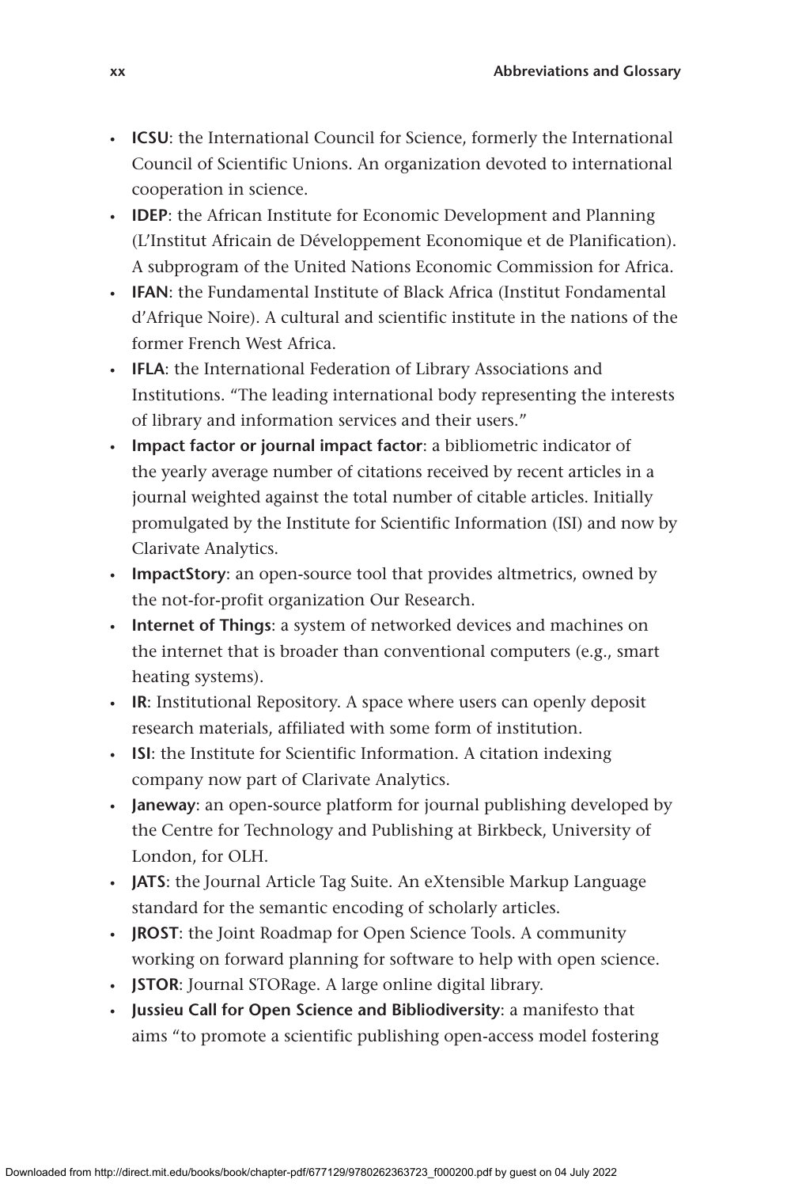- **ICSU**: the International Council for Science, formerly the International Council of Scientific Unions. An organization devoted to international cooperation in science.
- **IDEP**: the African Institute for Economic Development and Planning (L'Institut Africain de Développement Economique et de Planification). A subprogram of the United Nations Economic Commission for Africa.
- **IFAN**: the Fundamental Institute of Black Africa (Institut Fondamental d'Afrique Noire). A cultural and scientific institute in the nations of the former French West Africa.
- **IFLA**: the International Federation of Library Associations and Institutions. "The leading international body representing the interests of library and information services and their users."
- **Impact factor or journal impact factor**: a bibliometric indicator of the yearly average number of citations received by recent articles in a journal weighted against the total number of citable articles. Initially promulgated by the Institute for Scientific Information (ISI) and now by Clarivate Analytics.
- **ImpactStory**: an open-source tool that provides altmetrics, owned by the not-for-profit organization Our Research.
- **Internet of Things**: a system of networked devices and machines on the internet that is broader than conventional computers (e.g., smart heating systems).
- **IR**: Institutional Repository. A space where users can openly deposit research materials, affiliated with some form of institution.
- **ISI**: the Institute for Scientific Information. A citation indexing company now part of Clarivate Analytics.
- **Janeway**: an open-source platform for journal publishing developed by the Centre for Technology and Publishing at Birkbeck, University of London, for OLH.
- **JATS**: the Journal Article Tag Suite. An eXtensible Markup Language standard for the semantic encoding of scholarly articles.
- **JROST**: the Joint Roadmap for Open Science Tools. A community working on forward planning for software to help with open science.
- **JSTOR**: Journal STORage. A large online digital library.
- **Jussieu Call for Open Science and Bibliodiversity**: a manifesto that aims "to promote a scientific publishing open-access model fostering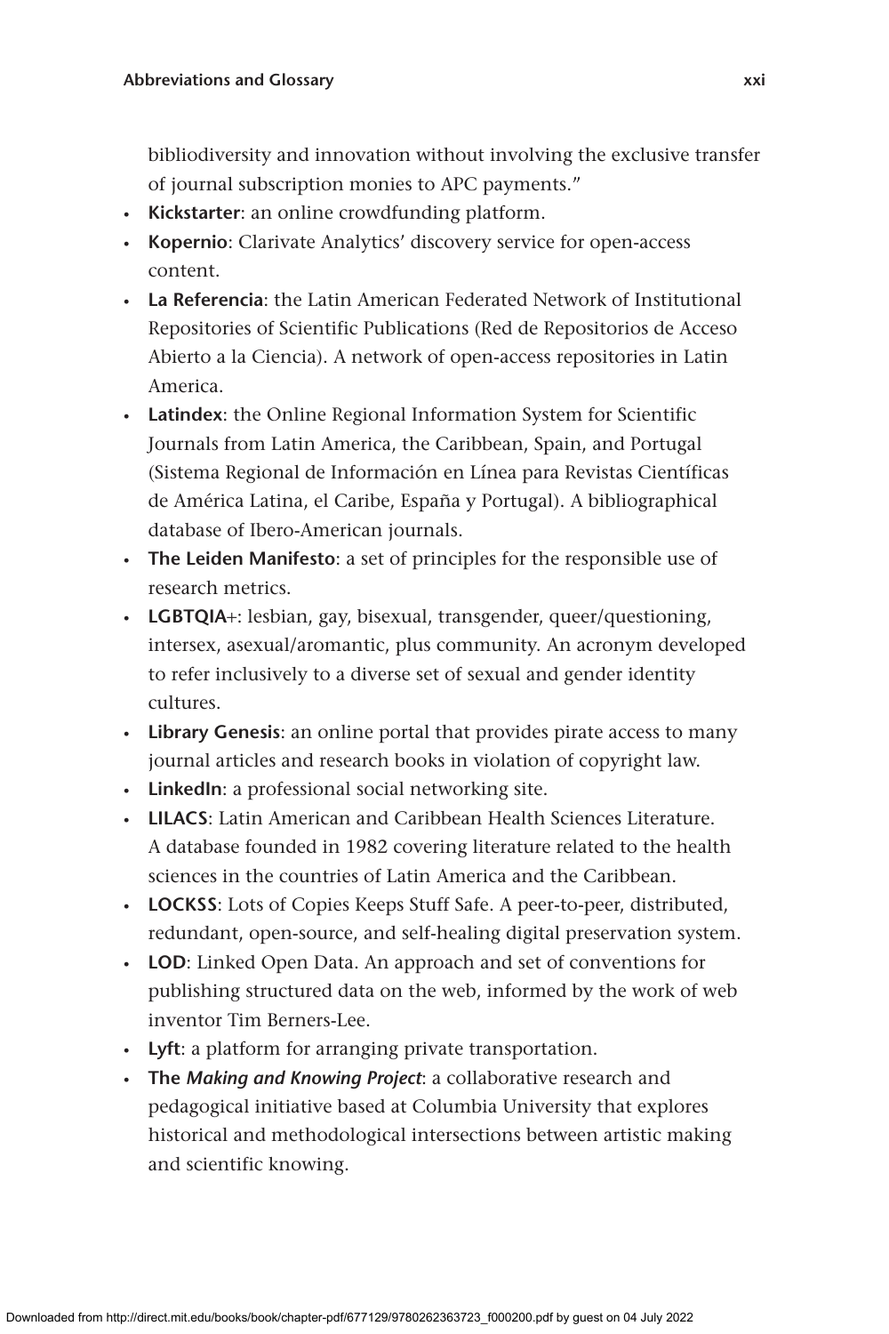bibliodiversity and innovation without involving the exclusive transfer of journal subscription monies to APC payments."

- **Kickstarter**: an online crowdfunding platform.
- **Kopernio**: Clarivate Analytics' discovery service for open-access content.
- **La Referencia**: the Latin American Federated Network of Institutional Repositories of Scientific Publications (Red de Repositorios de Acceso Abierto a la Ciencia). A network of open-access repositories in Latin America.
- **Latindex**: the Online Regional Information System for Scientific Journals from Latin America, the Caribbean, Spain, and Portugal (Sistema Regional de Información en Línea para Revistas Científicas de América Latina, el Caribe, España y Portugal). A bibliographical database of Ibero-American journals.
- **The Leiden Manifesto**: a set of principles for the responsible use of research metrics.
- **LGBTQIA+**: lesbian, gay, bisexual, transgender, queer/questioning, intersex, asexual/aromantic, plus community. An acronym developed to refer inclusively to a diverse set of sexual and gender identity cultures.
- **Library Genesis**: an online portal that provides pirate access to many journal articles and research books in violation of copyright law.
- **LinkedIn**: a professional social networking site.
- **LILACS**: Latin American and Caribbean Health Sciences Literature. A database founded in 1982 covering literature related to the health sciences in the countries of Latin America and the Caribbean.
- **LOCKSS**: Lots of Copies Keeps Stuff Safe. A peer-to-peer, distributed, redundant, open-source, and self-healing digital preservation system.
- **LOD**: Linked Open Data. An approach and set of conventions for publishing structured data on the web, informed by the work of web inventor Tim Berners-Lee.
- **Lyft**: a platform for arranging private transportation.
- **The *Making and Knowing Project***: a collaborative research and pedagogical initiative based at Columbia University that explores historical and methodological intersections between artistic making and scientific knowing.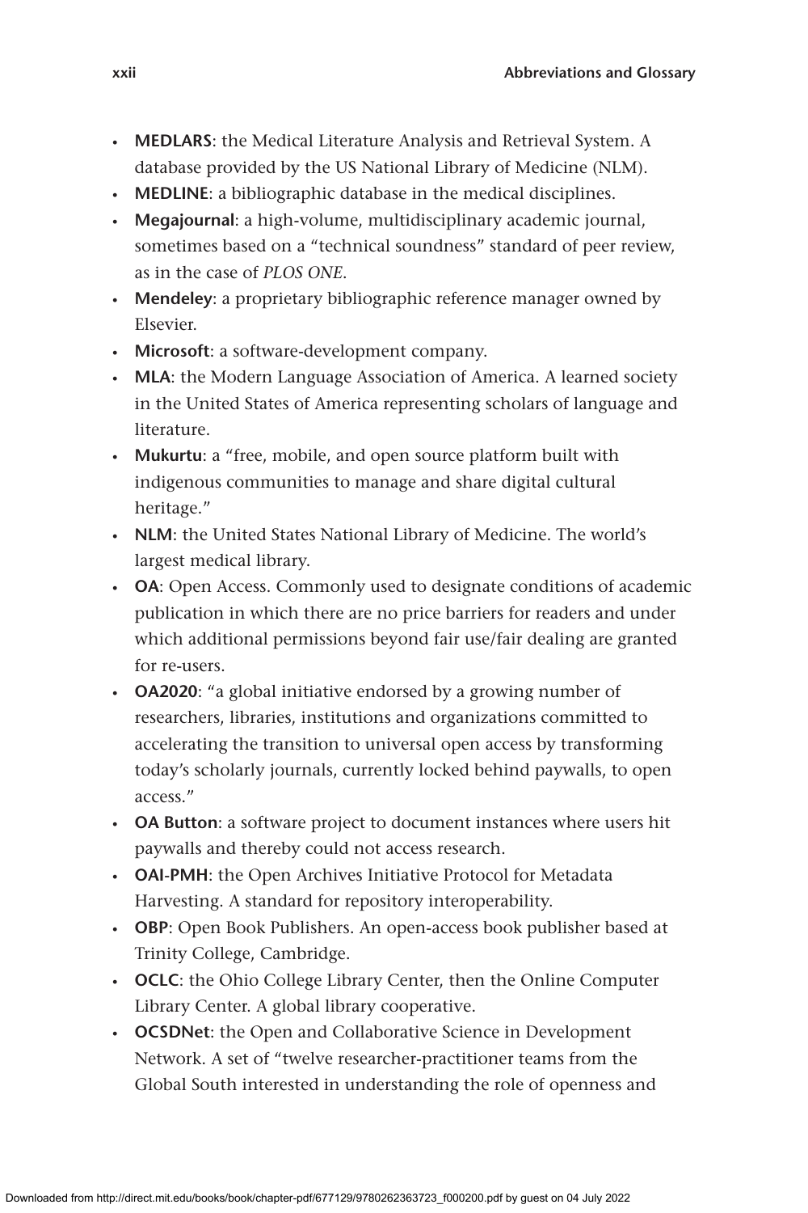- **MEDLARS**: the Medical Literature Analysis and Retrieval System. A database provided by the US National Library of Medicine (NLM).
- **MEDLINE**: a bibliographic database in the medical disciplines.
- **Megajournal**: a high-volume, multidisciplinary academic journal, sometimes based on a "technical soundness" standard of peer review, as in the case of *PLOS ONE*.
- **Mendeley**: a proprietary bibliographic reference manager owned by Elsevier.
- **Microsoft**: a software-development company.
- **MLA**: the Modern Language Association of America. A learned society in the United States of America representing scholars of language and literature.
- **Mukurtu**: a "free, mobile, and open source platform built with indigenous communities to manage and share digital cultural heritage."
- **NLM**: the United States National Library of Medicine. The world's largest medical library.
- **OA**: Open Access. Commonly used to designate conditions of academic publication in which there are no price barriers for readers and under which additional permissions beyond fair use/fair dealing are granted for re-users.
- **OA2020**: "a global initiative endorsed by a growing number of researchers, libraries, institutions and organizations committed to accelerating the transition to universal open access by transforming today's scholarly journals, currently locked behind paywalls, to open access."
- **OA Button**: a software project to document instances where users hit paywalls and thereby could not access research.
- **OAI-PMH**: the Open Archives Initiative Protocol for Metadata Harvesting. A standard for repository interoperability.
- **OBP**: Open Book Publishers. An open-access book publisher based at Trinity College, Cambridge.
- **OCLC**: the Ohio College Library Center, then the Online Computer Library Center. A global library cooperative.
- **OCSDNet**: the Open and Collaborative Science in Development Network. A set of "twelve researcher-practitioner teams from the Global South interested in understanding the role of openness and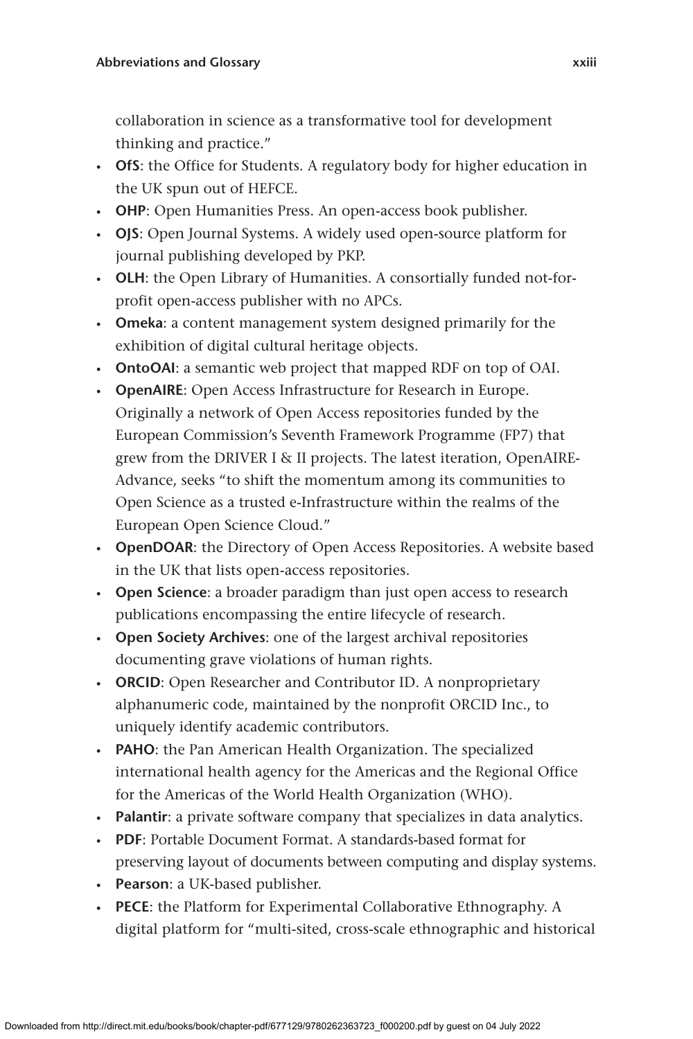collaboration in science as a transformative tool for development thinking and practice."

- **OfS**: the Office for Students. A regulatory body for higher education in the UK spun out of HEFCE.
- **OHP**: Open Humanities Press. An open-access book publisher.
- **OJS**: Open Journal Systems. A widely used open-source platform for journal publishing developed by PKP.
- **OLH**: the Open Library of Humanities. A consortially funded not-for-profit open-access publisher with no APCs.
- **Omeka**: a content management system designed primarily for the exhibition of digital cultural heritage objects.
- **OntoOAI**: a semantic web project that mapped RDF on top of OAI.
- **OpenAIRE**: Open Access Infrastructure for Research in Europe. Originally a network of Open Access repositories funded by the European Commission's Seventh Framework Programme (FP7) that grew from the DRIVER I & II projects. The latest iteration, OpenAIRE-Advance, seeks "to shift the momentum among its communities to Open Science as a trusted e-Infrastructure within the realms of the European Open Science Cloud."
- **OpenDOAR**: the Directory of Open Access Repositories. A website based in the UK that lists open-access repositories.
- **Open Science**: a broader paradigm than just open access to research publications encompassing the entire lifecycle of research.
- **Open Society Archives**: one of the largest archival repositories documenting grave violations of human rights.
- **ORCID**: Open Researcher and Contributor ID. A nonproprietary alphanumeric code, maintained by the nonprofit ORCID Inc., to uniquely identify academic contributors.
- **PAHO**: the Pan American Health Organization. The specialized international health agency for the Americas and the Regional Office for the Americas of the World Health Organization (WHO).
- **Palantir**: a private software company that specializes in data analytics.
- **PDF**: Portable Document Format. A standards-based format for preserving layout of documents between computing and display systems.
- **Pearson**: a UK-based publisher.
- **PECE**: the Platform for Experimental Collaborative Ethnography. A digital platform for "multi-sited, cross-scale ethnographic and historical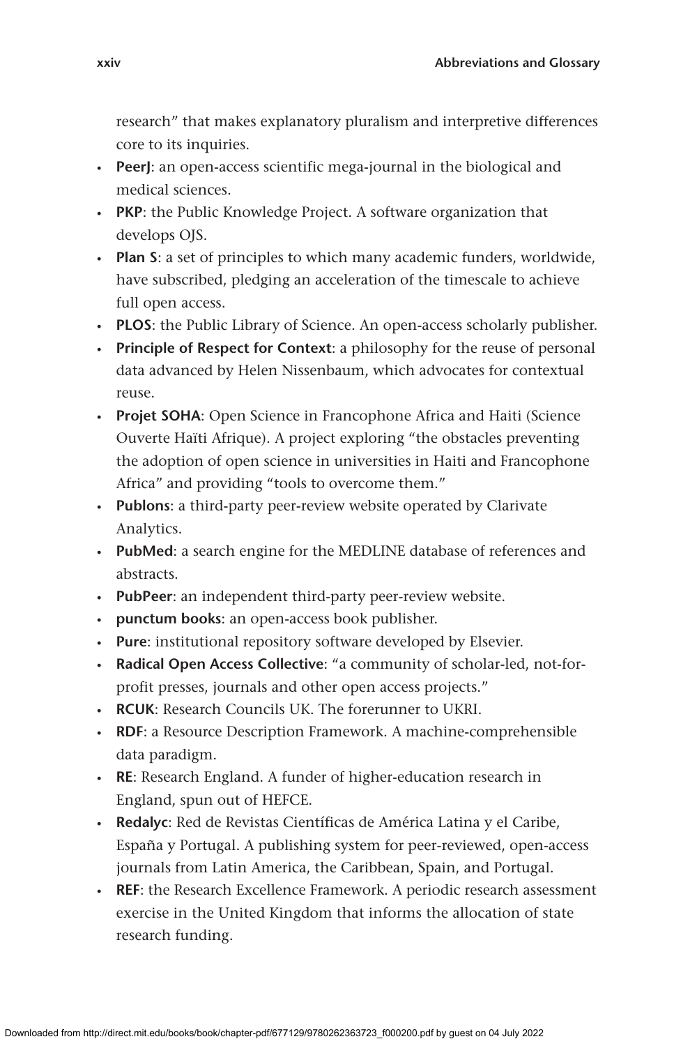research" that makes explanatory pluralism and interpretive differences core to its inquiries.

- **PeerJ**: an open-access scientific mega-journal in the biological and medical sciences.
- **PKP**: the Public Knowledge Project. A software organization that develops OJS.
- **Plan S**: a set of principles to which many academic funders, worldwide, have subscribed, pledging an acceleration of the timescale to achieve full open access.
- **PLOS**: the Public Library of Science. An open-access scholarly publisher.
- **Principle of Respect for Context**: a philosophy for the reuse of personal data advanced by Helen Nissenbaum, which advocates for contextual reuse.
- **Projet SOHA**: Open Science in Francophone Africa and Haiti (Science Ouverte Haïti Afrique). A project exploring "the obstacles preventing the adoption of open science in universities in Haiti and Francophone Africa" and providing "tools to overcome them."
- **Publons**: a third-party peer-review website operated by Clarivate Analytics.
- **PubMed**: a search engine for the MEDLINE database of references and abstracts.
- **PubPeer**: an independent third-party peer-review website.
- **punctum books**: an open-access book publisher.
- **Pure**: institutional repository software developed by Elsevier.
- **Radical Open Access Collective**: "a community of scholar-led, not-for-profit presses, journals and other open access projects."
- **RCUK**: Research Councils UK. The forerunner to UKRI.
- **RDF**: a Resource Description Framework. A machine-comprehensible data paradigm.
- **RE**: Research England. A funder of higher-education research in England, spun out of HEFCE.
- **Redalyc**: Red de Revistas Científicas de América Latina y el Caribe, España y Portugal. A publishing system for peer-reviewed, open-access journals from Latin America, the Caribbean, Spain, and Portugal.
- **REF**: the Research Excellence Framework. A periodic research assessment exercise in the United Kingdom that informs the allocation of state research funding.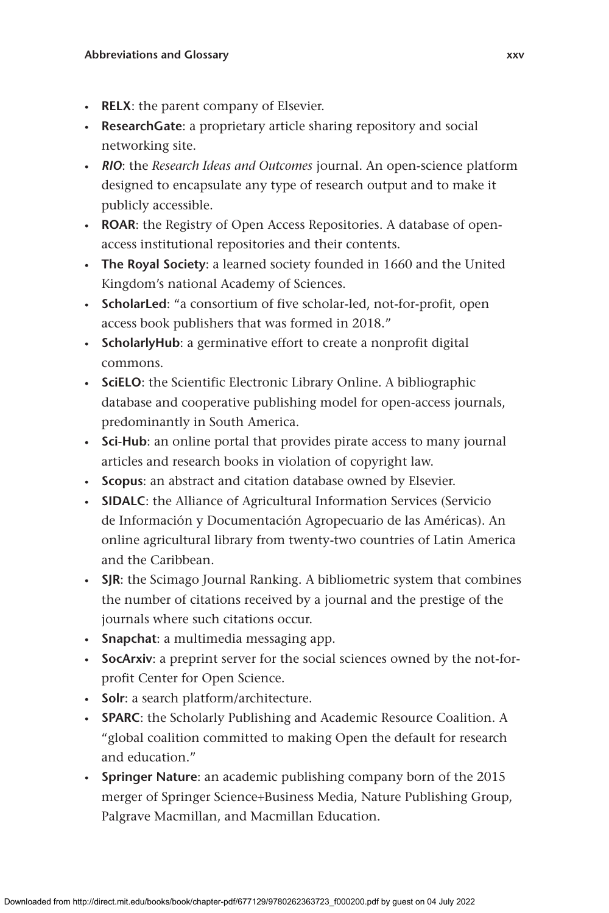- **RELX**: the parent company of Elsevier.
- **ResearchGate**: a proprietary article sharing repository and social networking site.
- ***RIO***: the *Research Ideas and Outcomes* journal. An open-science platform designed to encapsulate any type of research output and to make it publicly accessible.
- **ROAR**: the Registry of Open Access Repositories. A database of open-access institutional repositories and their contents.
- **The Royal Society**: a learned society founded in 1660 and the United Kingdom's national Academy of Sciences.
- **ScholarLed**: "a consortium of five scholar-led, not-for-profit, open access book publishers that was formed in 2018."
- **ScholarlyHub**: a germinative effort to create a nonprofit digital commons.
- **SciELO**: the Scientific Electronic Library Online. A bibliographic database and cooperative publishing model for open-access journals, predominantly in South America.
- **Sci-Hub**: an online portal that provides pirate access to many journal articles and research books in violation of copyright law.
- **Scopus**: an abstract and citation database owned by Elsevier.
- **SIDALC**: the Alliance of Agricultural Information Services (Servicio de Información y Documentación Agropecuario de las Américas). An online agricultural library from twenty-two countries of Latin America and the Caribbean.
- **SJR**: the Scimago Journal Ranking. A bibliometric system that combines the number of citations received by a journal and the prestige of the journals where such citations occur.
- **Snapchat**: a multimedia messaging app.
- **SocArxiv**: a preprint server for the social sciences owned by the not-for-profit Center for Open Science.
- **Solr**: a search platform/architecture.
- **SPARC**: the Scholarly Publishing and Academic Resource Coalition. A "global coalition committed to making Open the default for research and education."
- **Springer Nature**: an academic publishing company born of the 2015 merger of Springer Science+Business Media, Nature Publishing Group, Palgrave Macmillan, and Macmillan Education.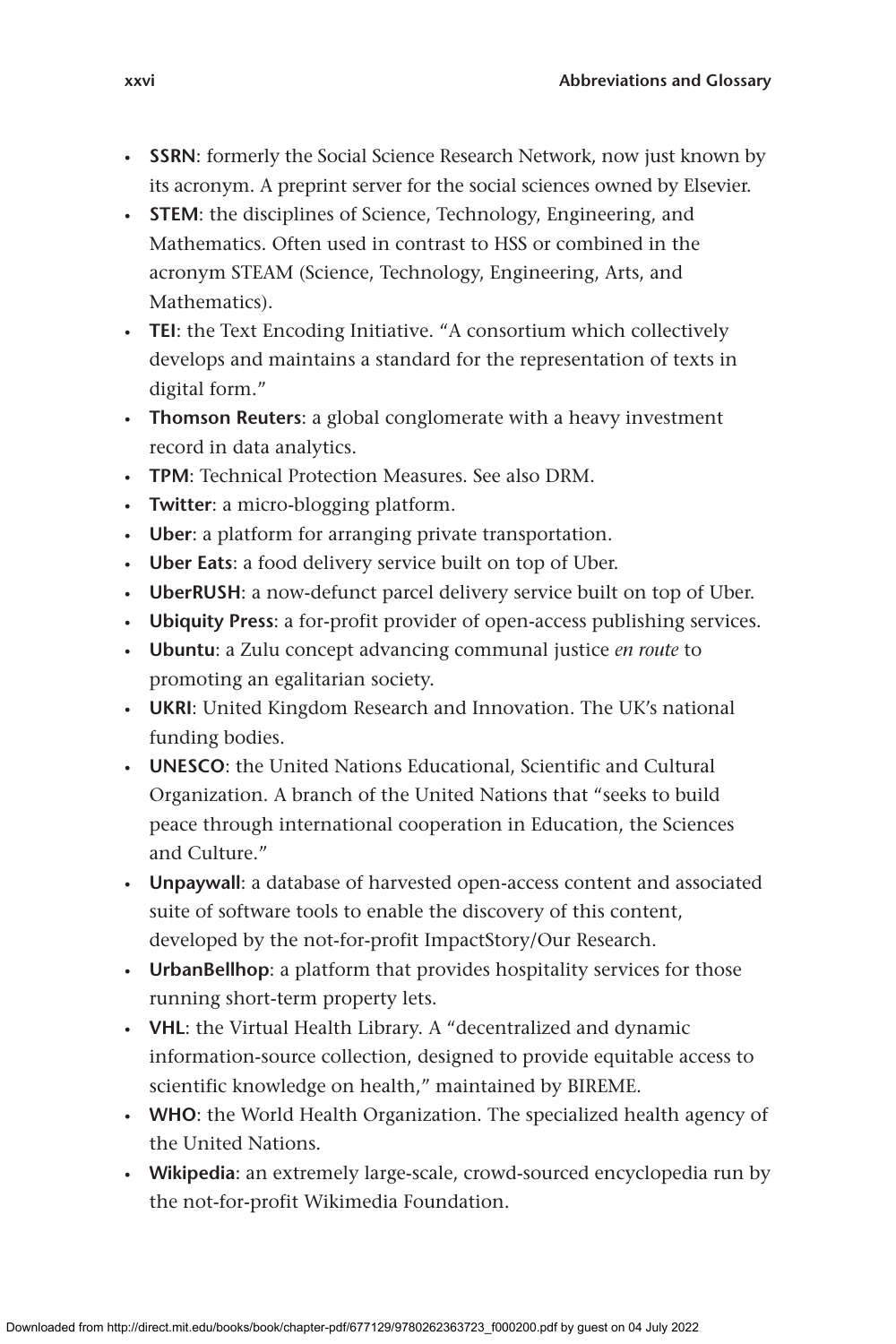- **SSRN**: formerly the Social Science Research Network, now just known by its acronym. A preprint server for the social sciences owned by Elsevier.
- **STEM**: the disciplines of Science, Technology, Engineering, and Mathematics. Often used in contrast to HSS or combined in the acronym STEAM (Science, Technology, Engineering, Arts, and Mathematics).
- **TEI**: the Text Encoding Initiative. "A consortium which collectively develops and maintains a standard for the representation of texts in digital form."
- **Thomson Reuters**: a global conglomerate with a heavy investment record in data analytics.
- **TPM**: Technical Protection Measures. See also DRM.
- **Twitter**: a micro-blogging platform.
- **Uber**: a platform for arranging private transportation.
- **Uber Eats**: a food delivery service built on top of Uber.
- **UberRUSH**: a now-defunct parcel delivery service built on top of Uber.
- **Ubiquity Press**: a for-profit provider of open-access publishing services.
- **Ubuntu**: a Zulu concept advancing communal justice *en route* to promoting an egalitarian society.
- **UKRI**: United Kingdom Research and Innovation. The UK's national funding bodies.
- **UNESCO**: the United Nations Educational, Scientific and Cultural Organization. A branch of the United Nations that "seeks to build peace through international cooperation in Education, the Sciences and Culture."
- **Unpaywall**: a database of harvested open-access content and associated suite of software tools to enable the discovery of this content, developed by the not-for-profit ImpactStory/Our Research.
- **UrbanBellhop**: a platform that provides hospitality services for those running short-term property lets.
- **VHL**: the Virtual Health Library. A "decentralized and dynamic information-source collection, designed to provide equitable access to scientific knowledge on health," maintained by BIREME.
- **WHO**: the World Health Organization. The specialized health agency of the United Nations.
- **Wikipedia**: an extremely large-scale, crowd-sourced encyclopedia run by the not-for-profit Wikimedia Foundation.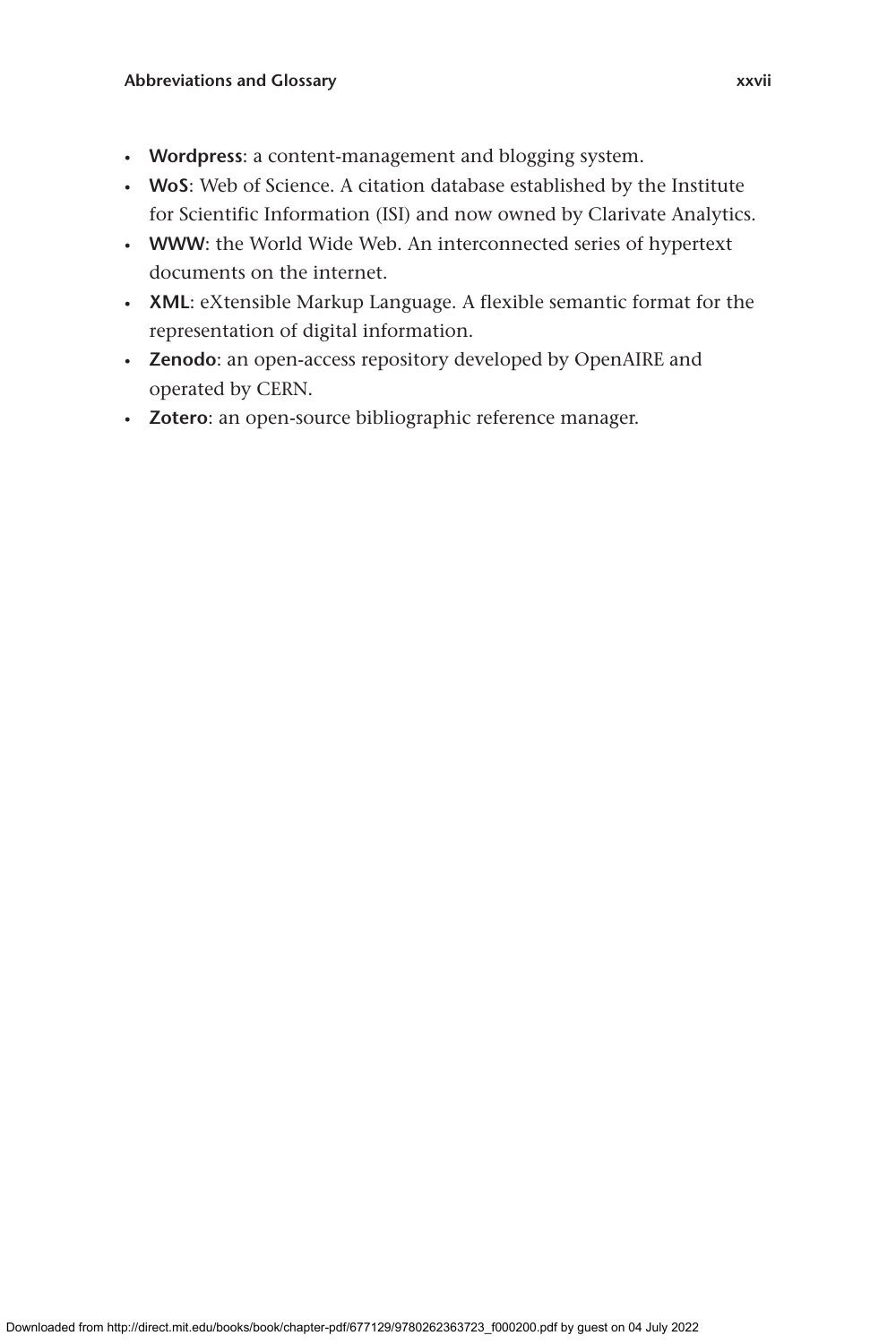- **Wordpress**: a content-management and blogging system.
- **WoS**: Web of Science. A citation database established by the Institute for Scientific Information (ISI) and now owned by Clarivate Analytics.
- **WWW**: the World Wide Web. An interconnected series of hypertext documents on the internet.
- **XML**: eXtensible Markup Language. A flexible semantic format for the representation of digital information.
- **Zenodo**: an open-access repository developed by OpenAIRE and operated by CERN.
- **Zotero**: an open-source bibliographic reference manager.